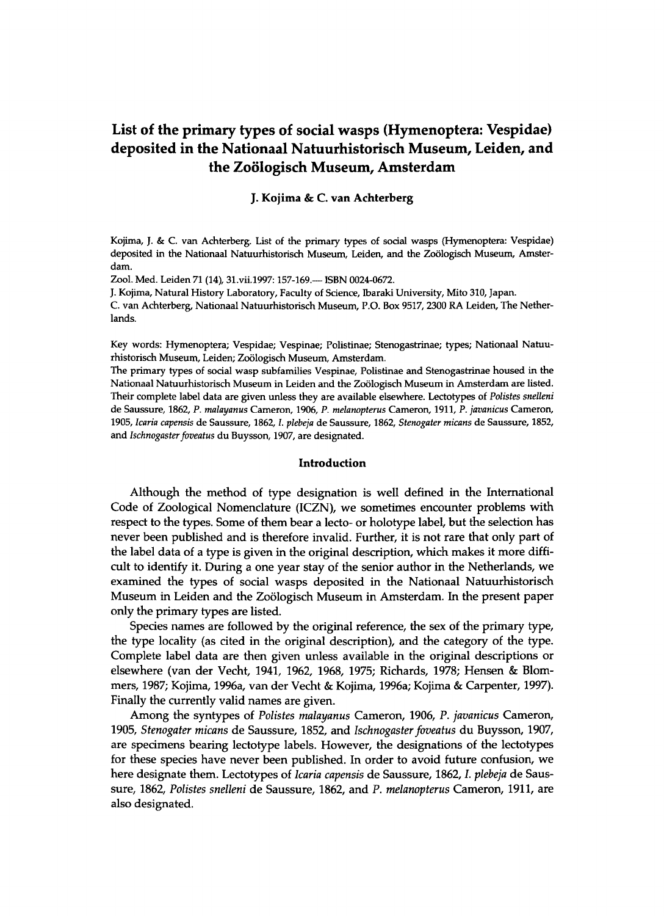# List of the primary types of social wasps (Hymenoptera: Vespidae) deposited in the Nationaal Natuurhistorisch Museum, Leiden, and the Zoölogisch Museum, Amsterdam

**J. Kojima & C. van Achterberg**

Kojima, J. & C. van Achterberg. List of the primary types of social wasps (Hymenoptera: Vespidae) deposited in the Nationaal Natuurhistorisch Museum, Leiden, and the Zoölogisch Museum, Amsterdam.

Zool. Med. Leiden 71 (14), 31.vii.1997: 157-169.— ISBN 0024-0672.

J. Kojima, Natural History Laboratory, Faculty of Science, Ibaraki University, Mito 310, Japan.

C. van Achterberg, Nationaal Natuurhistorisch Museum, P.O. Box 9517, 2300 RA Leiden, The Netherlands.

Key words: Hymenoptera; Vespidae; Vespinae; Polistinae; Stenogastrinae; types; Nationaal Natuurhistorisch Museum, Leiden; Zoölogisch Museum, Amsterdam.

The primary types of social wasp subfamilies Vespinae, Polistinae and Stenogastrinae housed in the Nationaal Natuurhistorisch Museum in Leiden and the Zoölogisch Museum in Amsterdam are listed. Their complete label data are given unless they are available elsewhere. Lectotypes of *Polistes snelleni* de Saussure, 1862, *P. malayanus* Cameron, 1906, *P. melanopterus* Cameron, 1911, *P. javanicus* Cameron, 1905, *Icaria capensis* de Saussure, 1862, *I. plebeja* de Saussure, 1862, *Stenogater micans* de Saussure, 1852, and *Ischnogaster foveatus* du Buysson, 1907, are designated.

## Introduction

Although the method of type designation is well defined in the International Code of Zoological Nomenclature (ICZN), we sometimes encounter problems with respect to the types. Some of them bear a lecto- or holotype label, but the selection has never been published and is therefore invalid. Further, it is not rare that only part of the label data of a type is given in the original description, which makes it more difficult to identify it. During a one year stay of the senior author in the Netherlands, we examined the types of social wasps deposited in the Nationaal Natuurhistorisch Museum in Leiden and the Zoölogisch Museum in Amsterdam. In the present paper only the primary types are listed.

Species names are followed by the original reference, the sex of the primary type, the type locality (as cited in the original description), and the category of the type. Complete label data are then given unless available in the original descriptions or elsewhere (van der Vecht, 1941, 1962, 1968, 1975; Richards, 1978; Hensen & Blommers, 1987; Kojima, 1996a, van der Vecht & Kojima, 1996a; Kojima & Carpenter, 1997). Finally the currently valid names are given.

Among the syntypes of *Polistes malayanus* Cameron, 1906, *P. javanicus* Cameron, 1905, *Stenogater micans* de Saussure, 1852, and *Ischnogaster foveatus* du Buysson, 1907, are specimens bearing lectotype labels. However, the designations of the lectotypes for these species have never been published. In order to avoid future confusion, we here designate them. Lectotypes of *Icaria capensis* de Saussure, 1862, *I. plebeja* de Saussure, 1862, *Polistes snelleni* de Saussure, 1862, and *P. melanopterus* Cameron, 1911, are also designated.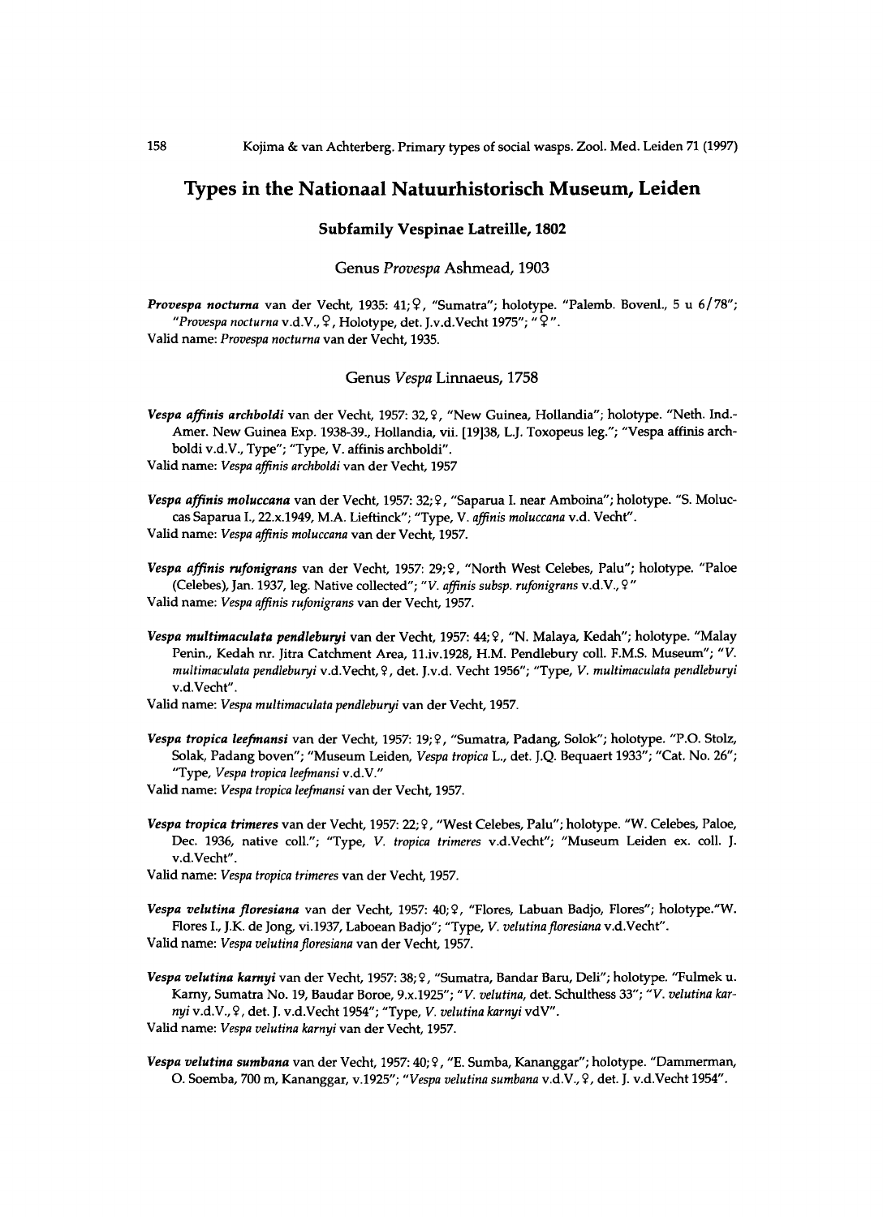## Types in the Nationaal Natuurhistorisch Museum, Leiden

### Subfamily Vespinae Latreille, 1802

#### Genus *Provespa* Ashmead, 1903

***Provespa nocturna*** van der Vecht, 1935: 41; ♀, "Sumatra"; holotype. "Palemb. Bovenl., 5 u 6/78"; "*Provespa nocturna* v.d.V., ♀, Holotype, det. J.v.d.Vecht 1975"; "♀".
Valid name: *Provespa nocturna* van der Vecht, 1935.

#### Genus *Vespa* Linnaeus, 1758

***Vespa affinis archboldi*** van der Vecht, 1957: 32, ♀, "New Guinea, Hollandia"; holotype. "Neth. Ind.-Amer. New Guinea Exp. 1938-39., Hollandia, vii. [19]38, L.J. Toxopeus leg."; "Vespa affinis archboldi v.d.V., Type"; "Type, V. affinis archboldi".
Valid name: *Vespa affinis archboldi* van der Vecht, 1957

***Vespa affinis moluccana*** van der Vecht, 1957: 32; ♀, "Saparua I. near Amboina"; holotype. "S. Moluccas Saparua I., 22.x.1949, M.A. Lieftinck"; "Type, *V. affinis moluccana* v.d. Vecht".
Valid name: *Vespa affinis moluccana* van der Vecht, 1957.

***Vespa affinis rufonigrans*** van der Vecht, 1957: 29; ♀, "North West Celebes, Palu"; holotype. "Paloe (Celebes), Jan. 1937, leg. Native collected"; "*V. affinis subsp. rufonigrans* v.d.V., ♀"
Valid name: *Vespa affinis rufonigrans* van der Vecht, 1957.

***Vespa multimaculata pendleburyi*** van der Vecht, 1957: 44; ♀, "N. Malaya, Kedah"; holotype. "Malay Penin., Kedah nr. Jitra Catchment Area, 11.iv.1928, H.M. Pendlebury coll. F.M.S. Museum"; "*V. multimaculata pendleburyi* v.d.Vecht, ♀, det. J.v.d. Vecht 1956"; "Type, *V. multimaculata pendleburyi* v.d.Vecht".
Valid name: *Vespa multimaculata pendleburyi* van der Vecht, 1957.

***Vespa tropica leefmansi*** van der Vecht, 1957: 19; ♀, "Sumatra, Padang, Solok"; holotype. "P.O. Stolz, Solak, Padang boven"; "Museum Leiden, *Vespa tropica* L., det. J.Q. Bequaert 1933"; "Cat. No. 26"; "Type, *Vespa tropica leefmansi* v.d.V."
Valid name: *Vespa tropica leefmansi* van der Vecht, 1957.

***Vespa tropica trimeres*** van der Vecht, 1957: 22; ♀, "West Celebes, Palu"; holotype. "W. Celebes, Paloe, Dec. 1936, native coll."; "Type, *V. tropica trimeres* v.d.Vecht"; "Museum Leiden ex. coll. J. v.d.Vecht".
Valid name: *Vespa tropica trimeres* van der Vecht, 1957.

***Vespa velutina floresiana*** van der Vecht, 1957: 40; ♀, "Flores, Labuan Badjo, Flores"; holotype."W. Flores I., J.K. de Jong, vi.1937, Laboean Badjo"; "Type, *V. velutina floresiana* v.d.Vecht".
Valid name: *Vespa velutina floresiana* van der Vecht, 1957.

***Vespa velutina karnyi*** van der Vecht, 1957: 38; ♀, "Sumatra, Bandar Baru, Deli"; holotype. "Fulmek u. Karny, Sumatra No. 19, Baudar Boroe, 9.x.1925"; "*V. velutina*, det. Schulthess 33"; "*V. velutina karnyi* v.d.V., ♀, det. J. v.d.Vecht 1954"; "Type, *V. velutina karnyi* vdV".
Valid name: *Vespa velutina karnyi* van der Vecht, 1957.

***Vespa velutina sumbana*** van der Vecht, 1957: 40; ♀, "E. Sumba, Kananggar"; holotype. "Dammerman, O. Soemba, 700 m, Kananggar, v.1925"; "*Vespa velutina sumbana* v.d.V., ♀, det. J. v.d.Vecht 1954".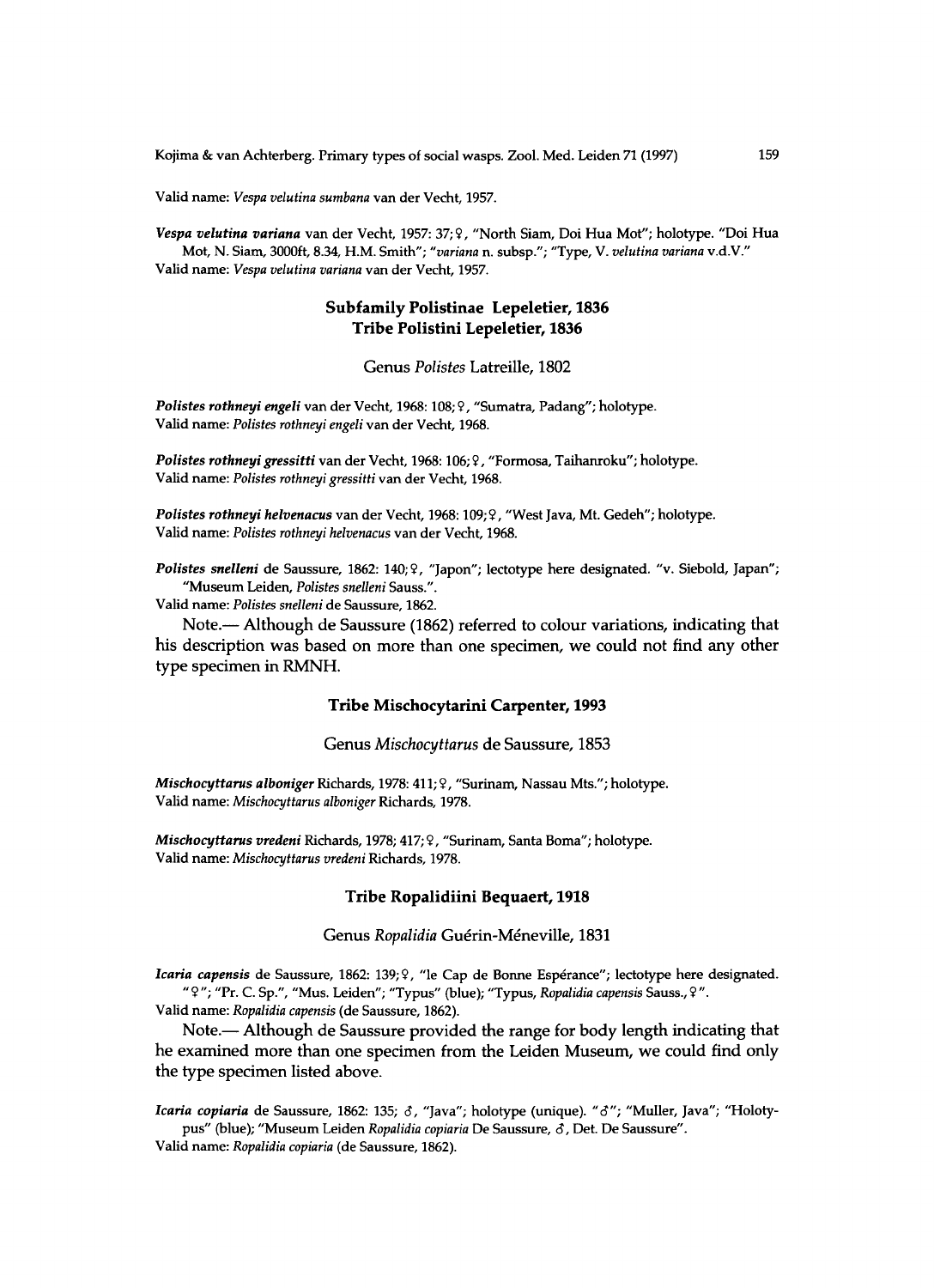Valid name: *Vespa velutina sumbana* van der Vecht, 1957.

***Vespa velutina variana*** van der Vecht, 1957: 37; ♀, "North Siam, Doi Hua Mot"; holotype. "Doi Hua Mot, N. Siam, 3000ft, 8.34, H.M. Smith"; "*variana* n. subsp."; "Type, V. *velutina variana* v.d.V."
Valid name: *Vespa velutina variana* van der Vecht, 1957.

## Subfamily Polistinae Lepeletier, 1836

## Tribe Polistini Lepeletier, 1836

### Genus *Polistes* Latreille, 1802

***Polistes rothneyi engeli*** van der Vecht, 1968: 108; ♀, "Sumatra, Padang"; holotype.
Valid name: *Polistes rothneyi engeli* van der Vecht, 1968.

***Polistes rothneyi gressitti*** van der Vecht, 1968: 106; ♀, "Formosa, Taihanroku"; holotype.
Valid name: *Polistes rothneyi gressitti* van der Vecht, 1968.

***Polistes rothneyi helvenacus*** van der Vecht, 1968: 109; ♀, "West Java, Mt. Gedeh"; holotype.
Valid name: *Polistes rothneyi helvenacus* van der Vecht, 1968.

***Polistes snelleni*** de Saussure, 1862: 140; ♀, "Japon"; lectotype here designated. "v. Siebold, Japan"; "Museum Leiden, *Polistes snelleni* Sauss.".
Valid name: *Polistes snelleni* de Saussure, 1862.

Note.— Although de Saussure (1862) referred to colour variations, indicating that his description was based on more than one specimen, we could not find any other type specimen in RMNH.

## Tribe Mischocytarini Carpenter, 1993

### Genus *Mischocyttarus* de Saussure, 1853

***Mischocyttarus alboniger*** Richards, 1978: 411; ♀, "Surinam, Nassau Mts."; holotype.
Valid name: *Mischocyttarus alboniger* Richards, 1978.

***Mischocyttarus vredeni*** Richards, 1978; 417; ♀, "Surinam, Santa Boma"; holotype.
Valid name: *Mischocyttarus vredeni* Richards, 1978.

## Tribe Ropalidiini Bequaert, 1918

### Genus *Ropalidia* Guérin-Méneville, 1831

***Icaria capensis*** de Saussure, 1862: 139; ♀, "le Cap de Bonne Espérance"; lectotype here designated. "♀"; "Pr. C. Sp.", "Mus. Leiden"; "Typus" (blue); "Typus, *Ropalidia capensis* Sauss., ♀".
Valid name: *Ropalidia capensis* (de Saussure, 1862).

Note.— Although de Saussure provided the range for body length indicating that he examined more than one specimen from the Leiden Museum, we could find only the type specimen listed above.

***Icaria copiaria*** de Saussure, 1862: 135; ♂, "Java"; holotype (unique). "♂"; "Muller, Java"; "Holotypus" (blue); "Museum Leiden *Ropalidia copiaria* De Saussure, ♂, Det. De Saussure".
Valid name: *Ropalidia copiaria* (de Saussure, 1862).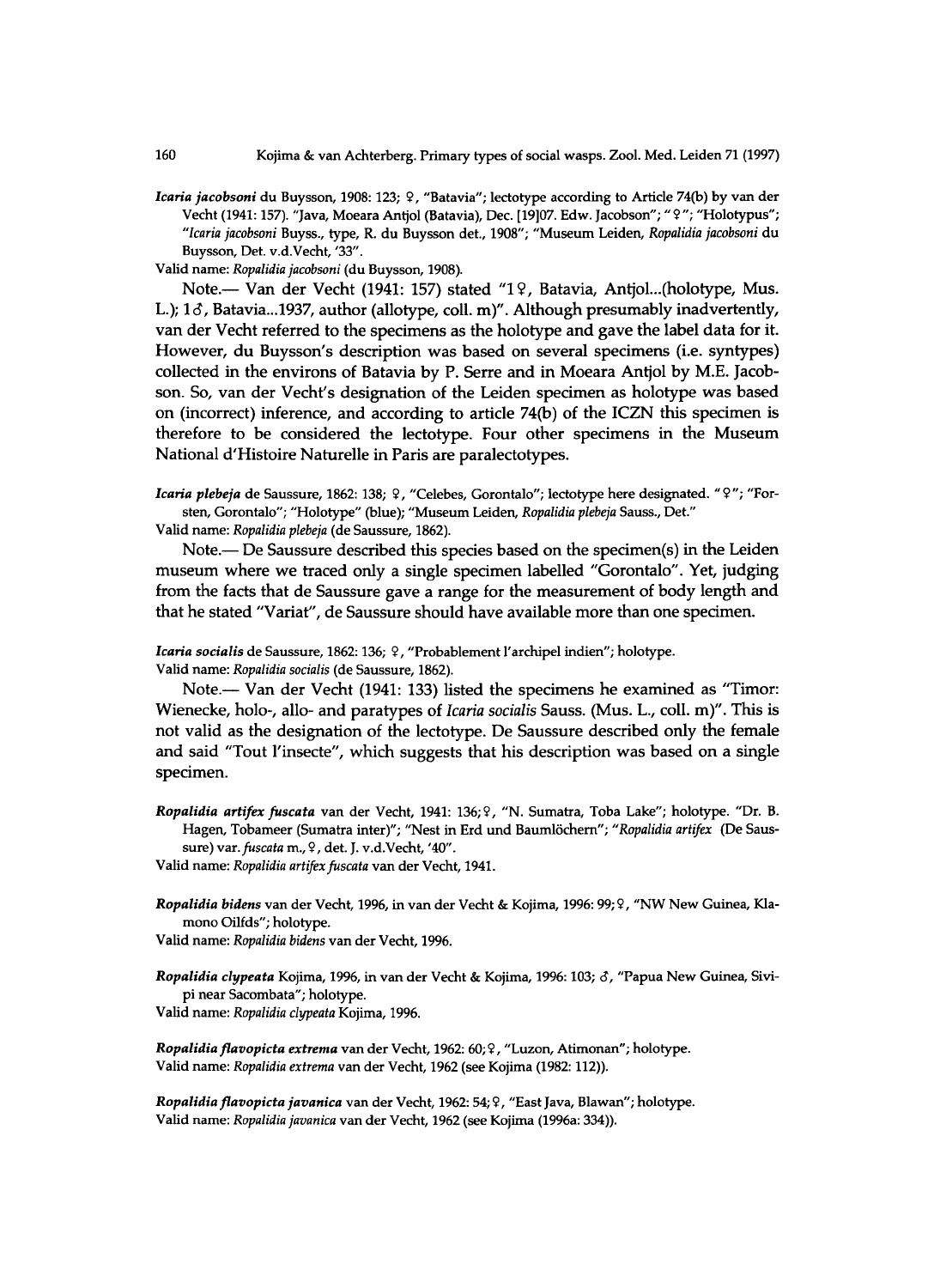*Icaria jacobsoni* du Buysson, 1908: 123; ♀, "Batavia"; lectotype according to Article 74(b) by van der Vecht (1941: 157). "Java, Moeara Antjol (Batavia), Dec. [19]07. Edw. Jacobson"; "♀"; "Holotypus"; "*Icaria jacobsoni* Buyss., type, R. du Buysson det., 1908"; "Museum Leiden, *Ropalidia jacobsoni* du Buysson, Det. v.d.Vecht, '33".
Valid name: *Ropalidia jacobsoni* (du Buysson, 1908).

Note.— Van der Vecht (1941: 157) stated "1♀, Batavia, Antjol...(holotype, Mus. L.); 1♂, Batavia...1937, author (allotype, coll. m)". Although presumably inadvertently, van der Vecht referred to the specimens as the holotype and gave the label data for it. However, du Buysson's description was based on several specimens (i.e. syntypes) collected in the environs of Batavia by P. Serre and in Moeara Antjol by M.E. Jacobson. So, van der Vecht's designation of the Leiden specimen as holotype was based on (incorrect) inference, and according to article 74(b) of the ICZN this specimen is therefore to be considered the lectotype. Four other specimens in the Museum National d'Histoire Naturelle in Paris are paralectotypes.

*Icaria plebeja* de Saussure, 1862: 138; ♀, "Celebes, Gorontalo"; lectotype here designated. "♀"; "Forsten, Gorontalo"; "Holotype" (blue); "Museum Leiden, *Ropalidia plebeja* Sauss., Det."
Valid name: *Ropalidia plebeja* (de Saussure, 1862).

Note.— De Saussure described this species based on the specimen(s) in the Leiden museum where we traced only a single specimen labelled "Gorontalo". Yet, judging from the facts that de Saussure gave a range for the measurement of body length and that he stated "Variat", de Saussure should have available more than one specimen.

*Icaria socialis* de Saussure, 1862: 136; ♀, "Probablement l'archipel indien"; holotype.
Valid name: *Ropalidia socialis* (de Saussure, 1862).

Note.— Van der Vecht (1941: 133) listed the specimens he examined as "Timor: Wienecke, holo-, allo- and paratypes of *Icaria socialis* Sauss. (Mus. L., coll. m)". This is not valid as the designation of the lectotype. De Saussure described only the female and said "Tout l'insecte", which suggests that his description was based on a single specimen.

*Ropalidia artifex fuscata* van der Vecht, 1941: 136; ♀, "N. Sumatra, Toba Lake"; holotype. "Dr. B. Hagen, Tobameer (Sumatra inter)"; "Nest in Erd und Baumlöchern"; "*Ropalidia artifex* (De Saussure) var. *fuscata* m., ♀, det. J. v.d.Vecht, '40".
Valid name: *Ropalidia artifex fuscata* van der Vecht, 1941.

*Ropalidia bidens* van der Vecht, 1996, in van der Vecht & Kojima, 1996: 99; ♀, "NW New Guinea, Klamono Oilfds"; holotype.
Valid name: *Ropalidia bidens* van der Vecht, 1996.

*Ropalidia clypeata* Kojima, 1996, in van der Vecht & Kojima, 1996: 103; ♂, "Papua New Guinea, Sivipi near Sacombata"; holotype.
Valid name: *Ropalidia clypeata* Kojima, 1996.

*Ropalidia flavopicta extrema* van der Vecht, 1962: 60; ♀, "Luzon, Atimonan"; holotype.
Valid name: *Ropalidia extrema* van der Vecht, 1962 (see Kojima (1982: 112)).

*Ropalidia flavopicta javanica* van der Vecht, 1962: 54; ♀, "East Java, Blawan"; holotype.
Valid name: *Ropalidia javanica* van der Vecht, 1962 (see Kojima (1996a: 334)).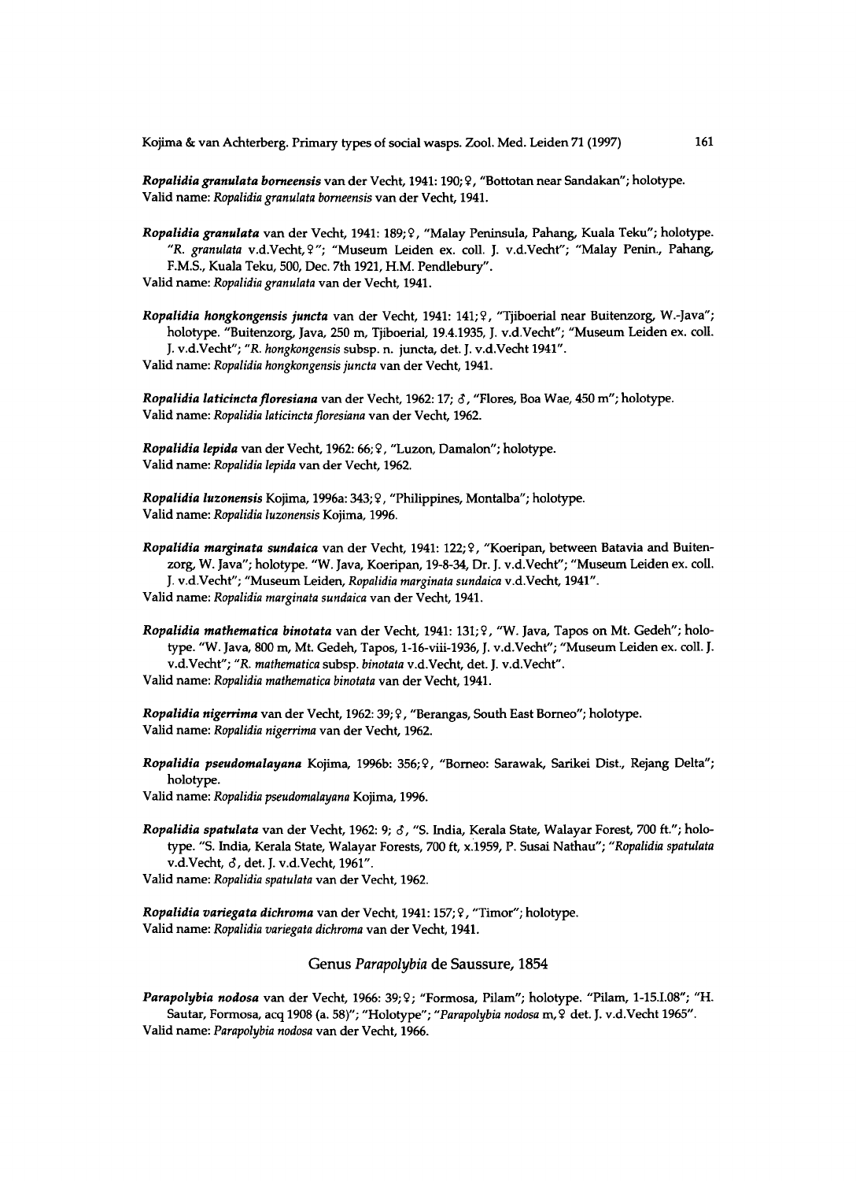*Ropalidia granulata borneensis* van der Vecht, 1941: 190; ♀, "Bottotan near Sandakan"; holotype.
Valid name: *Ropalidia granulata borneensis* van der Vecht, 1941.

*Ropalidia granulata* van der Vecht, 1941: 189; ♀, "Malay Peninsula, Pahang, Kuala Teku"; holotype. "*R. granulata* v.d.Vecht, ♀"; "Museum Leiden ex. coll. J. v.d.Vecht"; "Malay Penin., Pahang, F.M.S., Kuala Teku, 500, Dec. 7th 1921, H.M. Pendlebury".
Valid name: *Ropalidia granulata* van der Vecht, 1941.

*Ropalidia hongkongensis juncta* van der Vecht, 1941: 141; ♀, "Tjiboerial near Buitenzorg, W.-Java"; holotype. "Buitenzorg, Java, 250 m, Tjiboerial, 19.4.1935, J. v.d.Vecht"; "Museum Leiden ex. coll. J. v.d.Vecht"; "*R. hongkongensis* subsp. n. juncta, det. J. v.d.Vecht 1941".
Valid name: *Ropalidia hongkongensis juncta* van der Vecht, 1941.

*Ropalidia laticincta floresiana* van der Vecht, 1962: 17; ♂, "Flores, Boa Wae, 450 m"; holotype.
Valid name: *Ropalidia laticincta floresiana* van der Vecht, 1962.

*Ropalidia lepida* van der Vecht, 1962: 66; ♀, "Luzon, Damalon"; holotype.
Valid name: *Ropalidia lepida* van der Vecht, 1962.

*Ropalidia luzonensis* Kojima, 1996a: 343; ♀, "Philippines, Montalba"; holotype.
Valid name: *Ropalidia luzonensis* Kojima, 1996.

*Ropalidia marginata sundaica* van der Vecht, 1941: 122; ♀, "Koeripan, between Batavia and Buitenzorg, W. Java"; holotype. "W. Java, Koeripan, 19-8-34, Dr. J. v.d.Vecht"; "Museum Leiden ex. coll. J. v.d.Vecht"; "Museum Leiden, *Ropalidia marginata sundaica* v.d.Vecht, 1941".
Valid name: *Ropalidia marginata sundaica* van der Vecht, 1941.

*Ropalidia mathematica binotata* van der Vecht, 1941: 131; ♀, "W. Java, Tapos on Mt. Gedeh"; holotype. "W. Java, 800 m, Mt. Gedeh, Tapos, 1-16-viii-1936, J. v.d.Vecht"; "Museum Leiden ex. coll. J. v.d.Vecht"; "*R. mathematica* subsp. *binotata* v.d.Vecht, det. J. v.d.Vecht".
Valid name: *Ropalidia mathematica binotata* van der Vecht, 1941.

*Ropalidia nigerrima* van der Vecht, 1962: 39; ♀, "Berangas, South East Borneo"; holotype.
Valid name: *Ropalidia nigerrima* van der Vecht, 1962.

*Ropalidia pseudomalayana* Kojima, 1996b: 356; ♀, "Borneo: Sarawak, Sarikei Dist., Rejang Delta"; holotype.
Valid name: *Ropalidia pseudomalayana* Kojima, 1996.

*Ropalidia spatulata* van der Vecht, 1962: 9; ♂, "S. India, Kerala State, Walayar Forest, 700 ft."; holotype. "S. India, Kerala State, Walayar Forests, 700 ft, x.1959, P. Susai Nathau"; "*Ropalidia spatulata* v.d.Vecht, ♂, det. J. v.d.Vecht, 1961".
Valid name: *Ropalidia spatulata* van der Vecht, 1962.

*Ropalidia variegata dichroma* van der Vecht, 1941: 157; ♀, "Timor"; holotype.
Valid name: *Ropalidia variegata dichroma* van der Vecht, 1941.

## Genus *Parapolybia* de Saussure, 1854

*Parapolybia nodosa* van der Vecht, 1966: 39; ♀; "Formosa, Pilam"; holotype. "Pilam, 1-15.I.08"; "H. Sautar, Formosa, acq 1908 (a. 58)"; "Holotype"; "*Parapolybia nodosa* m, ♀ det. J. v.d.Vecht 1965".
Valid name: *Parapolybia nodosa* van der Vecht, 1966.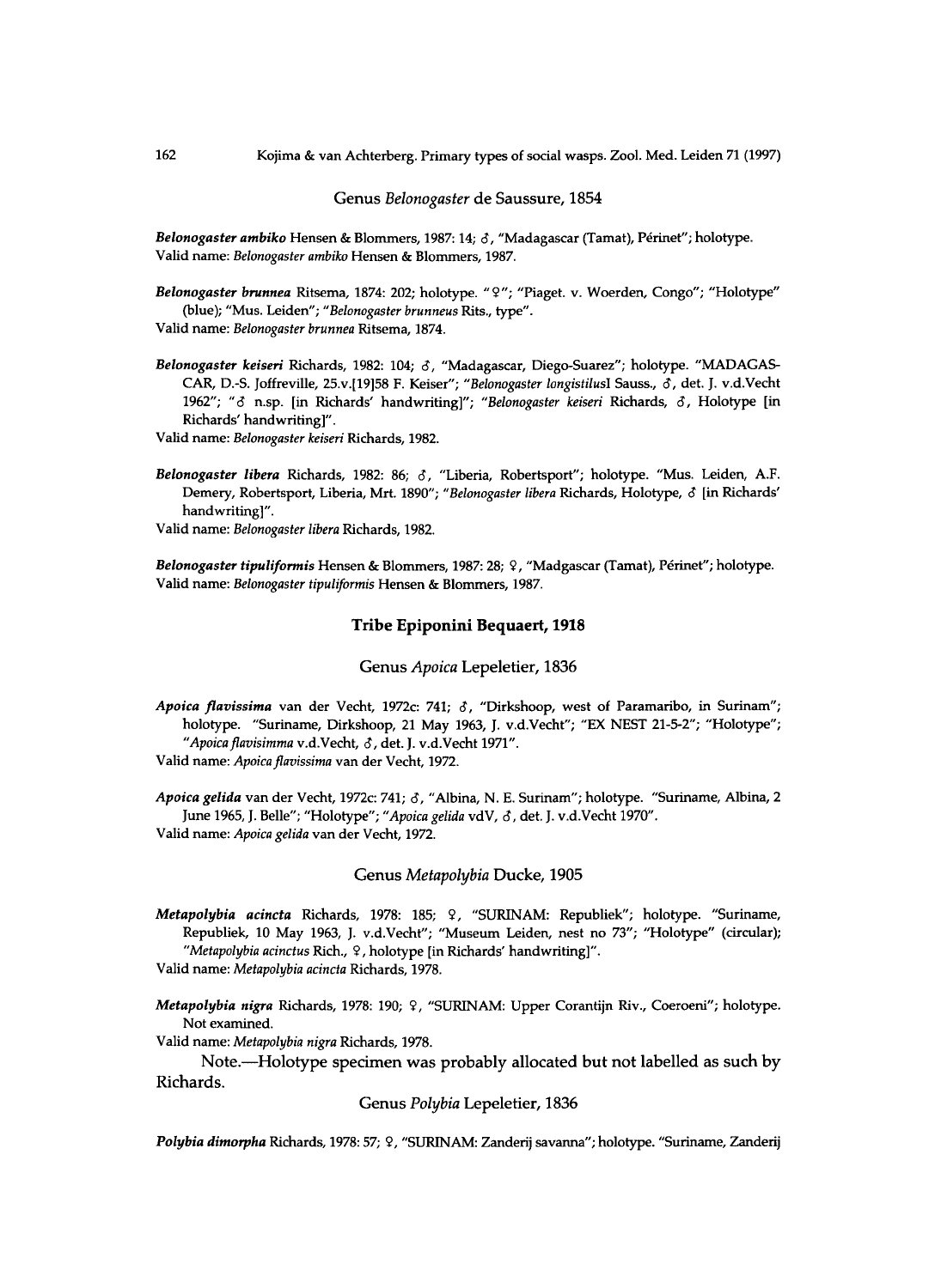## Genus *Belonogaster* de Saussure, 1854

***Belonogaster ambiko*** Hensen & Blommers, 1987: 14; ♂, "Madagascar (Tamat), Périnet"; holotype.
Valid name: *Belonogaster ambiko* Hensen & Blommers, 1987.

***Belonogaster brunnea*** Ritsema, 1874: 202; holotype. "♀"; "Piaget. v. Woerden, Congo"; "Holotype" (blue); "Mus. Leiden"; "*Belonogaster brunneus* Rits., type".
Valid name: *Belonogaster brunnea* Ritsema, 1874.

***Belonogaster keiseri*** Richards, 1982: 104; ♂, "Madagascar, Diego-Suarez"; holotype. "MADAGASCAR, D.-S. Joffreville, 25.v.[19]58 F. Keiser"; "*Belonogaster longistilusl* Sauss., ♂, det. J. v.d.Vecht 1962"; "♂ n.sp. [in Richards' handwriting]"; "*Belonogaster keiseri* Richards, ♂, Holotype [in Richards' handwriting]".
Valid name: *Belonogaster keiseri* Richards, 1982.

***Belonogaster libera*** Richards, 1982: 86; ♂, "Liberia, Robertsport"; holotype. "Mus. Leiden, A.F. Demery, Robertsport, Liberia, Mrt. 1890"; "*Belonogaster libera* Richards, Holotype, ♂ [in Richards' handwriting]".
Valid name: *Belonogaster libera* Richards, 1982.

***Belonogaster tipuliformis*** Hensen & Blommers, 1987: 28; ♀, "Madgascar (Tamat), Périnet"; holotype.
Valid name: *Belonogaster tipuliformis* Hensen & Blommers, 1987.

# Tribe Epiponini Bequaert, 1918

## Genus *Apoica* Lepeletier, 1836

***Apoica flavissima*** van der Vecht, 1972c: 741; ♂, "Dirkshoop, west of Paramaribo, in Surinam"; holotype. "Suriname, Dirkshoop, 21 May 1963, J. v.d.Vecht"; "EX NEST 21-5-2"; "Holotype"; "*Apoica flavisimma* v.d.Vecht, ♂, det. J. v.d.Vecht 1971".
Valid name: *Apoica flavissima* van der Vecht, 1972.

***Apoica gelida*** van der Vecht, 1972c: 741; ♂, "Albina, N. E. Surinam"; holotype. "Suriname, Albina, 2 June 1965, J. Belle"; "Holotype"; "*Apoica gelida* vdV, ♂, det. J. v.d.Vecht 1970".
Valid name: *Apoica gelida* van der Vecht, 1972.

## Genus *Metapolybia* Ducke, 1905

***Metapolybia acincta*** Richards, 1978: 185; ♀, "SURINAM: Republiek"; holotype. "Suriname, Republiek, 10 May 1963, J. v.d.Vecht"; "Museum Leiden, nest no 73"; "Holotype" (circular); "*Metapolybia acinctus* Rich., ♀, holotype [in Richards' handwriting]".
Valid name: *Metapolybia acincta* Richards, 1978.

***Metapolybia nigra*** Richards, 1978: 190; ♀, "SURINAM: Upper Corantijn Riv., Coeroeni"; holotype. Not examined.
Valid name: *Metapolybia nigra* Richards, 1978.

Note.—Holotype specimen was probably allocated but not labelled as such by Richards.

## Genus *Polybia* Lepeletier, 1836

***Polybia dimorpha*** Richards, 1978: 57; ♀, "SURINAM: Zanderij savanna"; holotype. "Suriname, Zanderij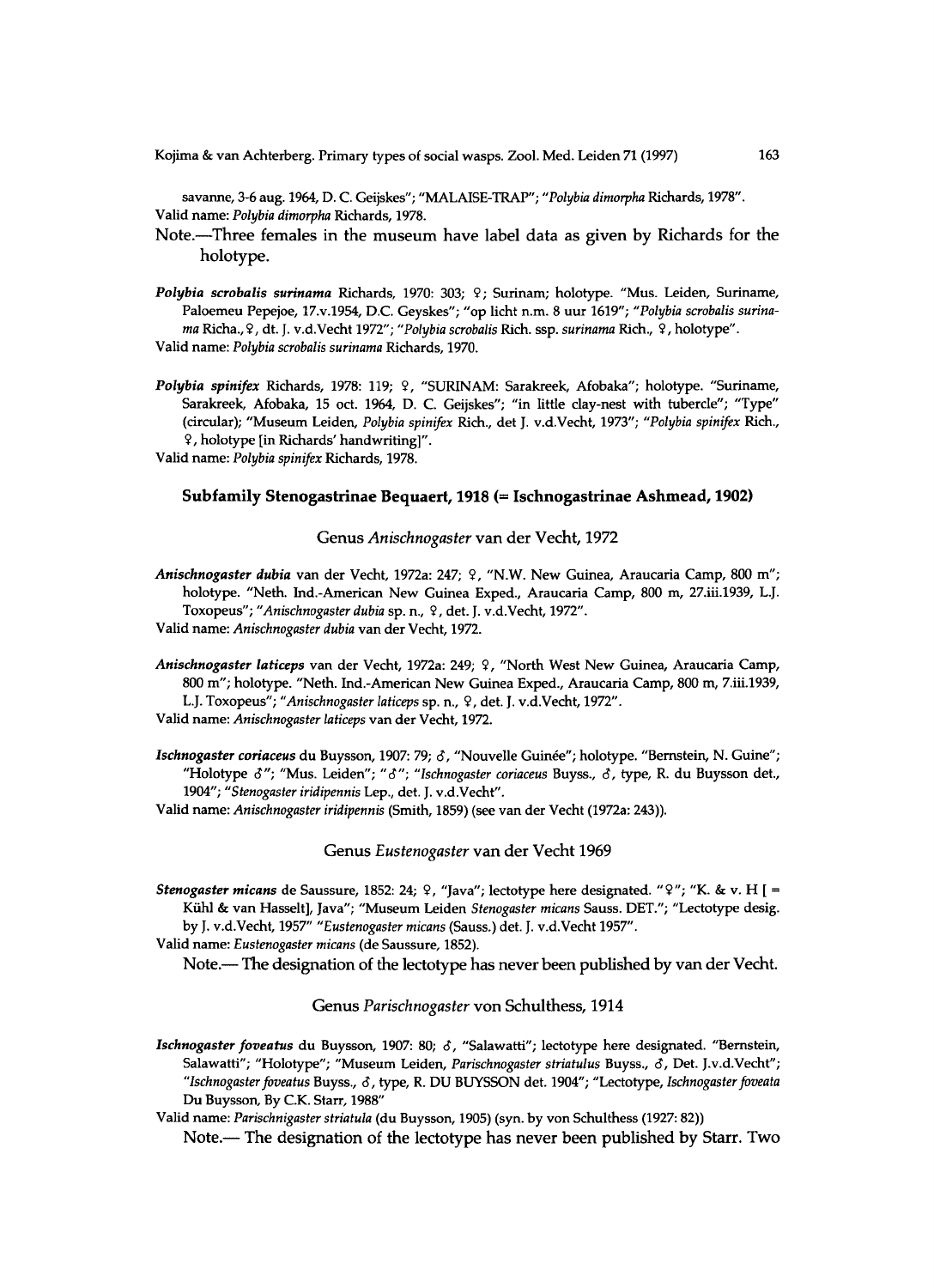savanne, 3-6 aug. 1964, D. C. Geijskes"; "MALAISE-TRAP"; "*Polybia dimorpha* Richards, 1978".
Valid name: *Polybia dimorpha* Richards, 1978.

Note.—Three females in the museum have label data as given by Richards for the holotype.

***Polybia scrobalis surinama*** Richards, 1970: 303; ♀; Surinam; holotype. "Mus. Leiden, Suriname, Paloemeu Pepejoe, 17.v.1954, D.C. Geyskes"; "op licht n.m. 8 uur 1619"; "*Polybia scrobalis surinama* Richa., ♀, dt. J. v.d.Vecht 1972"; "*Polybia scrobalis* Rich. ssp. *surinama* Rich., ♀, holotype".
Valid name: *Polybia scrobalis surinama* Richards, 1970.

***Polybia spinifex*** Richards, 1978: 119; ♀, "SURINAM: Sarakreek, Afobaka"; holotype. "Suriname, Sarakreek, Afobaka, 15 oct. 1964, D. C. Geijskes"; "in little clay-nest with tubercle"; "Type" (circular); "Museum Leiden, *Polybia spinifex* Rich., det J. v.d.Vecht, 1973"; "*Polybia spinifex* Rich., ♀, holotype [in Richards' handwriting]".
Valid name: *Polybia spinifex* Richards, 1978.

### Subfamily Stenogastrinae Bequaert, 1918 (= Ischnogastrinae Ashmead, 1902)

#### Genus *Anischnogaster* van der Vecht, 1972

***Anischnogaster dubia*** van der Vecht, 1972a: 247; ♀, "N.W. New Guinea, Araucaria Camp, 800 m"; holotype. "Neth. Ind.-American New Guinea Exped., Araucaria Camp, 800 m, 27.iii.1939, L.J. Toxopeus"; "*Anischnogaster dubia* sp. n., ♀, det. J. v.d.Vecht, 1972".
Valid name: *Anischnogaster dubia* van der Vecht, 1972.

***Anischnogaster laticeps*** van der Vecht, 1972a: 249; ♀, "North West New Guinea, Araucaria Camp, 800 m"; holotype. "Neth. Ind.-American New Guinea Exped., Araucaria Camp, 800 m, 7.iii.1939, L.J. Toxopeus"; "*Anischnogaster laticeps* sp. n., ♀, det. J. v.d.Vecht, 1972".
Valid name: *Anischnogaster laticeps* van der Vecht, 1972.

***Ischnogaster coriaceus*** du Buysson, 1907: 79; ♂, "Nouvelle Guinée"; holotype. "Bernstein, N. Guine"; "Holotype ♂"; "Mus. Leiden"; "♂"; "*Ischnogaster coriaceus* Buyss., ♂, type, R. du Buysson det., 1904"; "*Stenogaster iridipennis* Lep., det. J. v.d.Vecht".
Valid name: *Anischnogaster iridipennis* (Smith, 1859) (see van der Vecht (1972a: 243)).

#### Genus *Eustenogaster* van der Vecht 1969

***Stenogaster micans*** de Saussure, 1852: 24; ♀, "Java"; lectotype here designated. "♀"; "K. & v. H [ = Kühl & van Hasselt], Java"; "Museum Leiden *Stenogaster micans* Sauss. DET."; "Lectotype desig. by J. v.d.Vecht, 1957" "*Eustenogaster micans* (Sauss.) det. J. v.d.Vecht 1957".
Valid name: *Eustenogaster micans* (de Saussure, 1852).

Note.— The designation of the lectotype has never been published by van der Vecht.

#### Genus *Parischnogaster* von Schulthess, 1914

***Ischnogaster foveatus*** du Buysson, 1907: 80; ♂, "Salawatti"; lectotype here designated. "Bernstein, Salawatti"; "Holotype"; "Museum Leiden, *Parischnogaster striatulus* Buyss., ♂, Det. J.v.d.Vecht"; "*Ischnogaster foveatus* Buyss., ♂, type, R. DU BUYSSON det. 1904"; "Lectotype, *Ischnogaster foveata* Du Buysson, By C.K. Starr, 1988"
Valid name: *Parischnigaster striatula* (du Buysson, 1905) (syn. by von Schulthess (1927: 82))

Note.— The designation of the lectotype has never been published by Starr. Two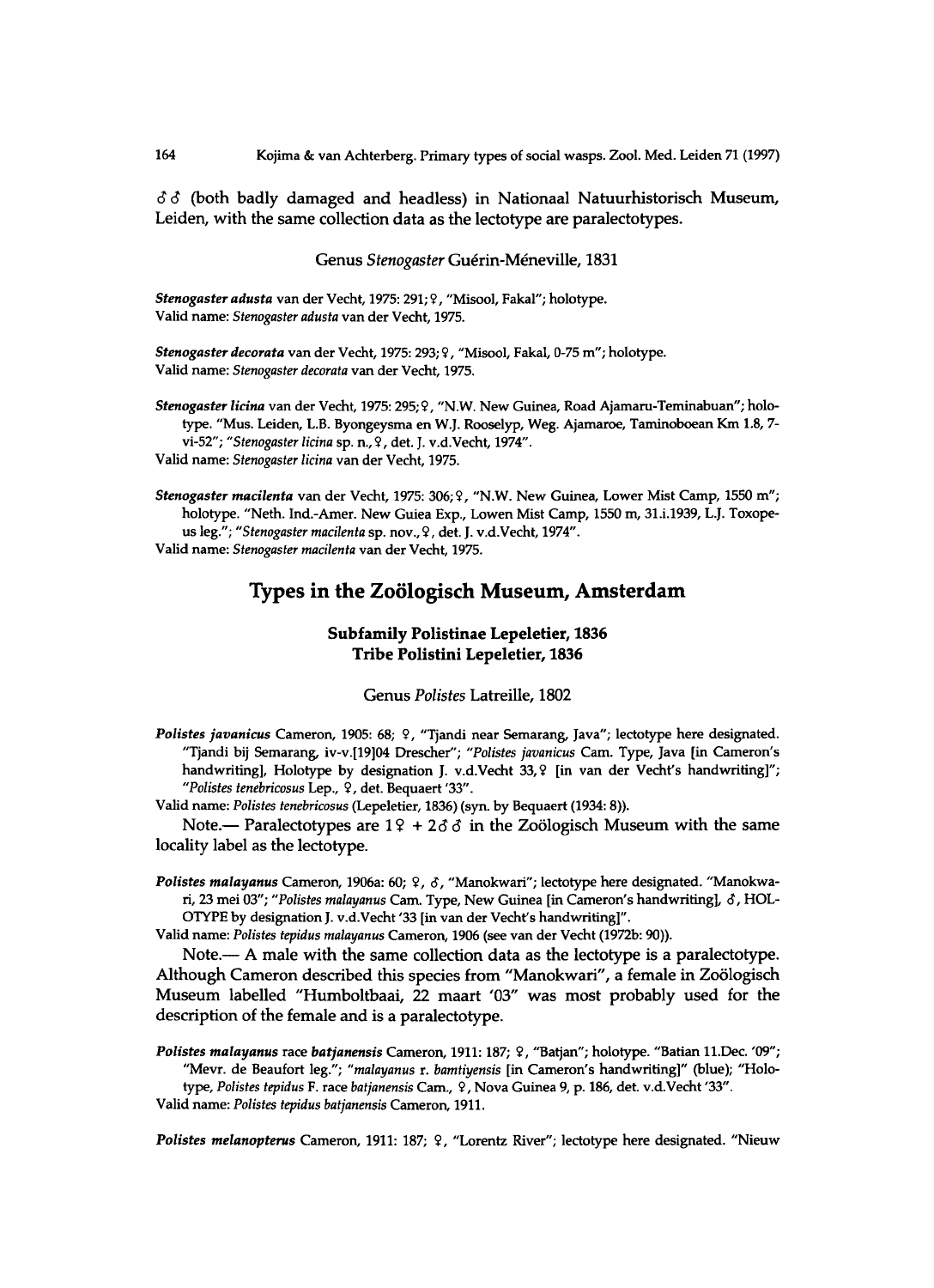♂♂ (both badly damaged and headless) in Nationaal Natuurhistorisch Museum, Leiden, with the same collection data as the lectotype are paralectotypes.

### Genus *Stenogaster* Guérin-Méneville, 1831

***Stenogaster adusta*** van der Vecht, 1975: 291; ♀, "Misool, Fakal"; holotype.
Valid name: *Stenogaster adusta* van der Vecht, 1975.

***Stenogaster decorata*** van der Vecht, 1975: 293; ♀, "Misool, Fakal, 0-75 m"; holotype.
Valid name: *Stenogaster decorata* van der Vecht, 1975.

***Stenogaster licina*** van der Vecht, 1975: 295; ♀, "N.W. New Guinea, Road Ajamaru-Teminabuan"; holotype. "Mus. Leiden, L.B. Byongeysma en W.J. Rooselyp, Weg. Ajamaroe, Taminoboean Km 1.8, 7-vi-52"; "*Stenogaster licina* sp. n., ♀, det. J. v.d.Vecht, 1974".
Valid name: *Stenogaster licina* van der Vecht, 1975.

***Stenogaster macilenta*** van der Vecht, 1975: 306; ♀, "N.W. New Guinea, Lower Mist Camp, 1550 m"; holotype. "Neth. Ind.-Amer. New Guiea Exp., Lowen Mist Camp, 1550 m, 31.i.1939, L.J. Toxopeus leg."; "*Stenogaster macilenta* sp. nov., ♀, det. J. v.d.Vecht, 1974".
Valid name: *Stenogaster macilenta* van der Vecht, 1975.

## Types in the Zoölogisch Museum, Amsterdam

### Subfamily Polistinae Lepeletier, 1836
### Tribe Polistini Lepeletier, 1836

### Genus *Polistes* Latreille, 1802

***Polistes javanicus*** Cameron, 1905: 68; ♀, "Tjandi near Semarang, Java"; lectotype here designated. "Tjandi bij Semarang, iv-v.[19]04 Drescher"; "*Polistes javanicus* Cam. Type, Java [in Cameron's handwriting], Holotype by designation J. v.d.Vecht 33, ♀ [in van der Vecht's handwriting]"; "*Polistes tenebricosus* Lep., ♀, det. Bequaert '33".
Valid name: *Polistes tenebricosus* (Lepeletier, 1836) (syn. by Bequaert (1934: 8)).

Note.— Paralectotypes are 1♀ + 2♂♂ in the Zoölogisch Museum with the same locality label as the lectotype.

***Polistes malayanus*** Cameron, 1906a: 60; ♀, ♂, "Manokwari"; lectotype here designated. "Manokwari, 23 mei 03"; "*Polistes malayanus* Cam. Type, New Guinea [in Cameron's handwriting], ♂, HOLOTYPE by designation J. v.d.Vecht '33 [in van der Vecht's handwriting]".
Valid name: *Polistes tepidus malayanus* Cameron, 1906 (see van der Vecht (1972b: 90)).

Note.— A male with the same collection data as the lectotype is a paralectotype. Although Cameron described this species from "Manokwari", a female in Zoölogisch Museum labelled "Humboltbaai, 22 maart '03" was most probably used for the description of the female and is a paralectotype.

***Polistes malayanus*** race ***batjanensis*** Cameron, 1911: 187; ♀, "Batjan"; holotype. "Batian 11.Dec. '09"; "Mevr. de Beaufort leg."; "*malayanus* r. *bamtiyensis* [in Cameron's handwriting]" (blue); "Holotype, *Polistes tepidus* F. race *batjanensis* Cam., ♀, Nova Guinea 9, p. 186, det. v.d.Vecht '33".
Valid name: *Polistes tepidus batjanensis* Cameron, 1911.

***Polistes melanopterus*** Cameron, 1911: 187; ♀, "Lorentz River"; lectotype here designated. "Nieuw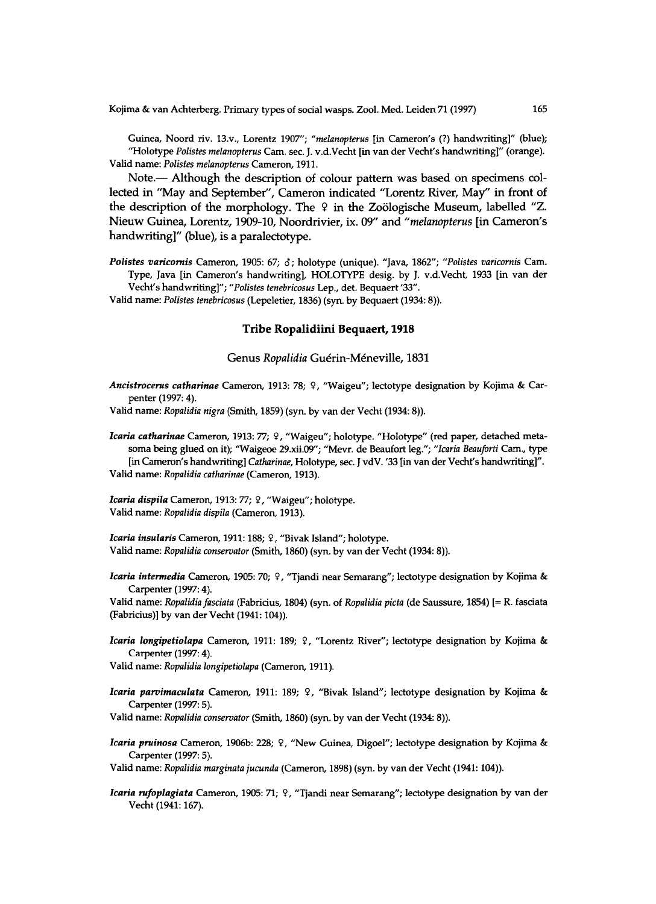Guinea, Noord riv. 13.v., Lorentz 1907"; "*melanopterus* [in Cameron's (?) handwriting]" (blue); "Holotype *Polistes melanopterus* Cam. sec. J. v.d.Vecht [in van der Vecht's handwriting]" (orange).
Valid name: *Polistes melanopterus* Cameron, 1911.

Note.— Although the description of colour pattern was based on specimens collected in "May and September", Cameron indicated "Lorentz River, May" in front of the description of the morphology. The ♀ in the Zoölogische Museum, labelled "Z. Nieuw Guinea, Lorentz, 1909-10, Noordrivier, ix. 09" and "*melanopterus* [in Cameron's handwriting]" (blue), is a paralectotype.

***Polistes varicornis*** Cameron, 1905: 67; ♂; holotype (unique). "Java, 1862"; "*Polistes varicornis* Cam. Type, Java [in Cameron's handwriting], HOLOTYPE desig. by J. v.d.Vecht, 1933 [in van der Vecht's handwriting]"; "*Polistes tenebricosus* Lep., det. Bequaert '33".
Valid name: *Polistes tenebricosus* (Lepeletier, 1836) (syn. by Bequaert (1934: 8)).

## Tribe Ropalidiini Bequaert, 1918

### Genus *Ropalidia* Guérin-Méneville, 1831

***Ancistrocerus catharinae*** Cameron, 1913: 78; ♀, "Waigeu"; lectotype designation by Kojima & Carpenter (1997: 4).
Valid name: *Ropalidia nigra* (Smith, 1859) (syn. by van der Vecht (1934: 8)).

***Icaria catharinae*** Cameron, 1913: 77; ♀, "Waigeu"; holotype. "Holotype" (red paper, detached metasoma being glued on it); "Waigeoe 29.xii.09"; "Mevr. de Beaufort leg."; "*Icaria Beauforti* Cam., type [in Cameron's handwriting] *Catharinae*, Holotype, sec. J vdV. '33 [in van der Vecht's handwriting]".
Valid name: *Ropalidia catharinae* (Cameron, 1913).

***Icaria dispila*** Cameron, 1913: 77; ♀, "Waigeu"; holotype.
Valid name: *Ropalidia dispila* (Cameron, 1913).

***Icaria insularis*** Cameron, 1911: 188; ♀, "Bivak Island"; holotype.
Valid name: *Ropalidia conservator* (Smith, 1860) (syn. by van der Vecht (1934: 8)).

***Icaria intermedia*** Cameron, 1905: 70; ♀, "Tjandi near Semarang"; lectotype designation by Kojima & Carpenter (1997: 4).
Valid name: *Ropalidia fasciata* (Fabricius, 1804) (syn. of *Ropalidia picta* (de Saussure, 1854) [= R. fasciata (Fabricius)] by van der Vecht (1941: 104)).

***Icaria longipetiolapa*** Cameron, 1911: 189; ♀, "Lorentz River"; lectotype designation by Kojima & Carpenter (1997: 4).
Valid name: *Ropalidia longipetiolapa* (Cameron, 1911).

***Icaria parvimaculata*** Cameron, 1911: 189; ♀, "Bivak Island"; lectotype designation by Kojima & Carpenter (1997: 5).
Valid name: *Ropalidia conservator* (Smith, 1860) (syn. by van der Vecht (1934: 8)).

***Icaria pruinosa*** Cameron, 1906b: 228; ♀, "New Guinea, Digoel"; lectotype designation by Kojima & Carpenter (1997: 5).
Valid name: *Ropalidia marginata jucunda* (Cameron, 1898) (syn. by van der Vecht (1941: 104)).

***Icaria rufoplagiata*** Cameron, 1905: 71; ♀, "Tjandi near Semarang"; lectotype designation by van der Vecht (1941: 167).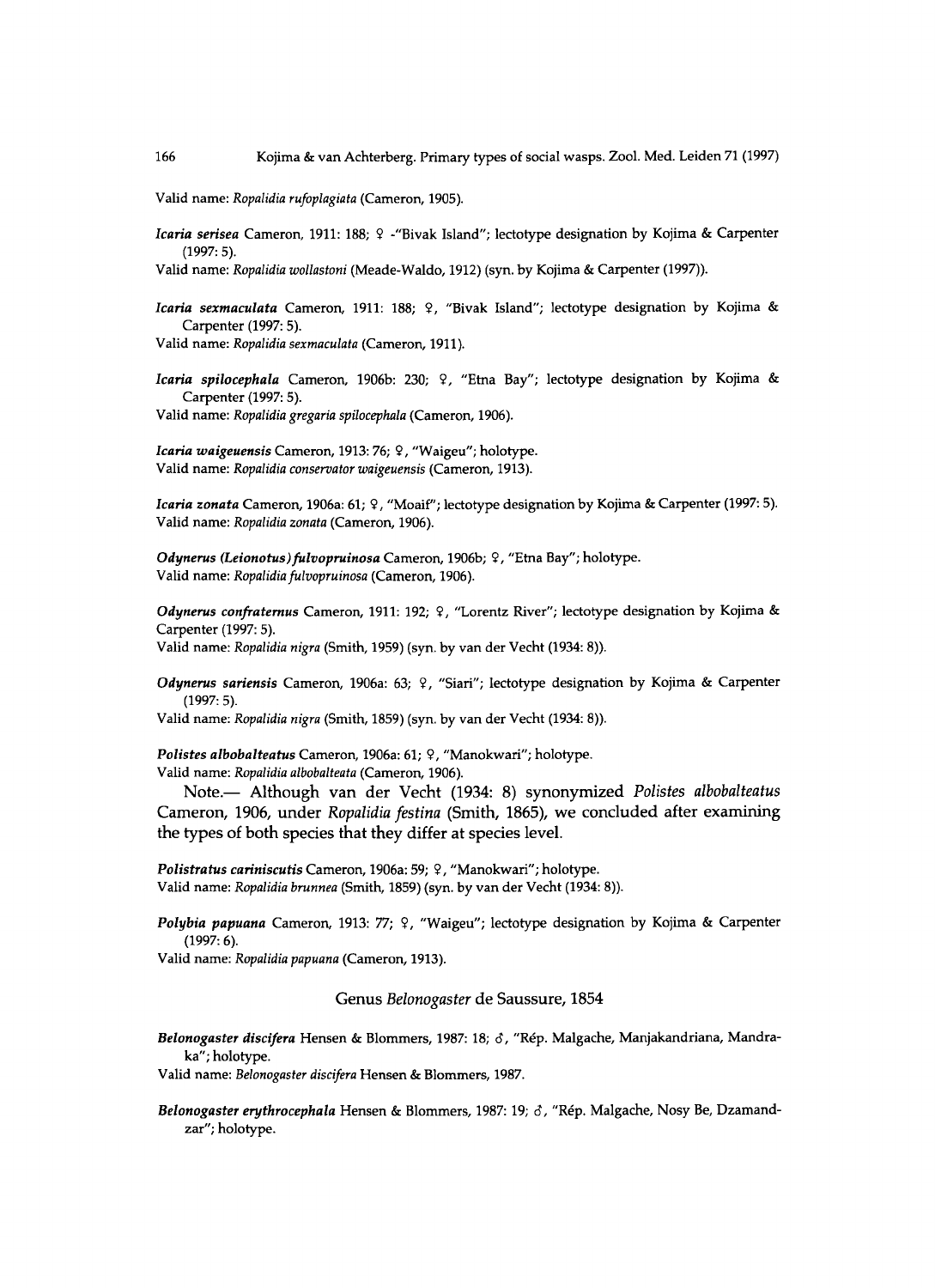Valid name: *Ropalidia rufoplagiata* (Cameron, 1905).

***Icaria serisea*** Cameron, 1911: 188; ♀ -"Bivak Island"; lectotype designation by Kojima & Carpenter (1997: 5).

Valid name: *Ropalidia wollastoni* (Meade-Waldo, 1912) (syn. by Kojima & Carpenter (1997)).

***Icaria sexmaculata*** Cameron, 1911: 188; ♀, "Bivak Island"; lectotype designation by Kojima & Carpenter (1997: 5).

Valid name: *Ropalidia sexmaculata* (Cameron, 1911).

***Icaria spilocephala*** Cameron, 1906b: 230; ♀, "Etna Bay"; lectotype designation by Kojima & Carpenter (1997: 5).

Valid name: *Ropalidia gregaria spilocephala* (Cameron, 1906).

***Icaria waigeuensis*** Cameron, 1913: 76; ♀, "Waigeu"; holotype.

Valid name: *Ropalidia conservator waigeuensis* (Cameron, 1913).

***Icaria zonata*** Cameron, 1906a: 61; ♀, "Moaif"; lectotype designation by Kojima & Carpenter (1997: 5).

Valid name: *Ropalidia zonata* (Cameron, 1906).

***Odynerus (Leionotus) fulvopruinosa*** Cameron, 1906b; ♀, "Etna Bay"; holotype.

Valid name: *Ropalidia fulvopruinosa* (Cameron, 1906).

***Odynerus confraternus*** Cameron, 1911: 192; ♀, "Lorentz River"; lectotype designation by Kojima & Carpenter (1997: 5).

Valid name: *Ropalidia nigra* (Smith, 1959) (syn. by van der Vecht (1934: 8)).

***Odynerus sariensis*** Cameron, 1906a: 63; ♀, "Siari"; lectotype designation by Kojima & Carpenter (1997: 5).

Valid name: *Ropalidia nigra* (Smith, 1859) (syn. by van der Vecht (1934: 8)).

***Polistes albobalteatus*** Cameron, 1906a: 61; ♀, "Manokwari"; holotype.

Valid name: *Ropalidia albobalteata* (Cameron, 1906).

Note.— Although van der Vecht (1934: 8) synonymized *Polistes albobalteatus* Cameron, 1906, under *Ropalidia festina* (Smith, 1865), we concluded after examining the types of both species that they differ at species level.

***Polistratus cariniscutis*** Cameron, 1906a: 59; ♀, "Manokwari"; holotype.

Valid name: *Ropalidia brunnea* (Smith, 1859) (syn. by van der Vecht (1934: 8)).

***Polybia papuana*** Cameron, 1913: 77; ♀, "Waigeu"; lectotype designation by Kojima & Carpenter (1997: 6).

Valid name: *Ropalidia papuana* (Cameron, 1913).

## Genus *Belonogaster* de Saussure, 1854

***Belonogaster discifera*** Hensen & Blommers, 1987: 18; ♂, "Rép. Malgache, Manjakandriana, Mandraka"; holotype.

Valid name: *Belonogaster discifera* Hensen & Blommers, 1987.

***Belonogaster erythrocephala*** Hensen & Blommers, 1987: 19; ♂, "Rép. Malgache, Nosy Be, Dzamandzar"; holotype.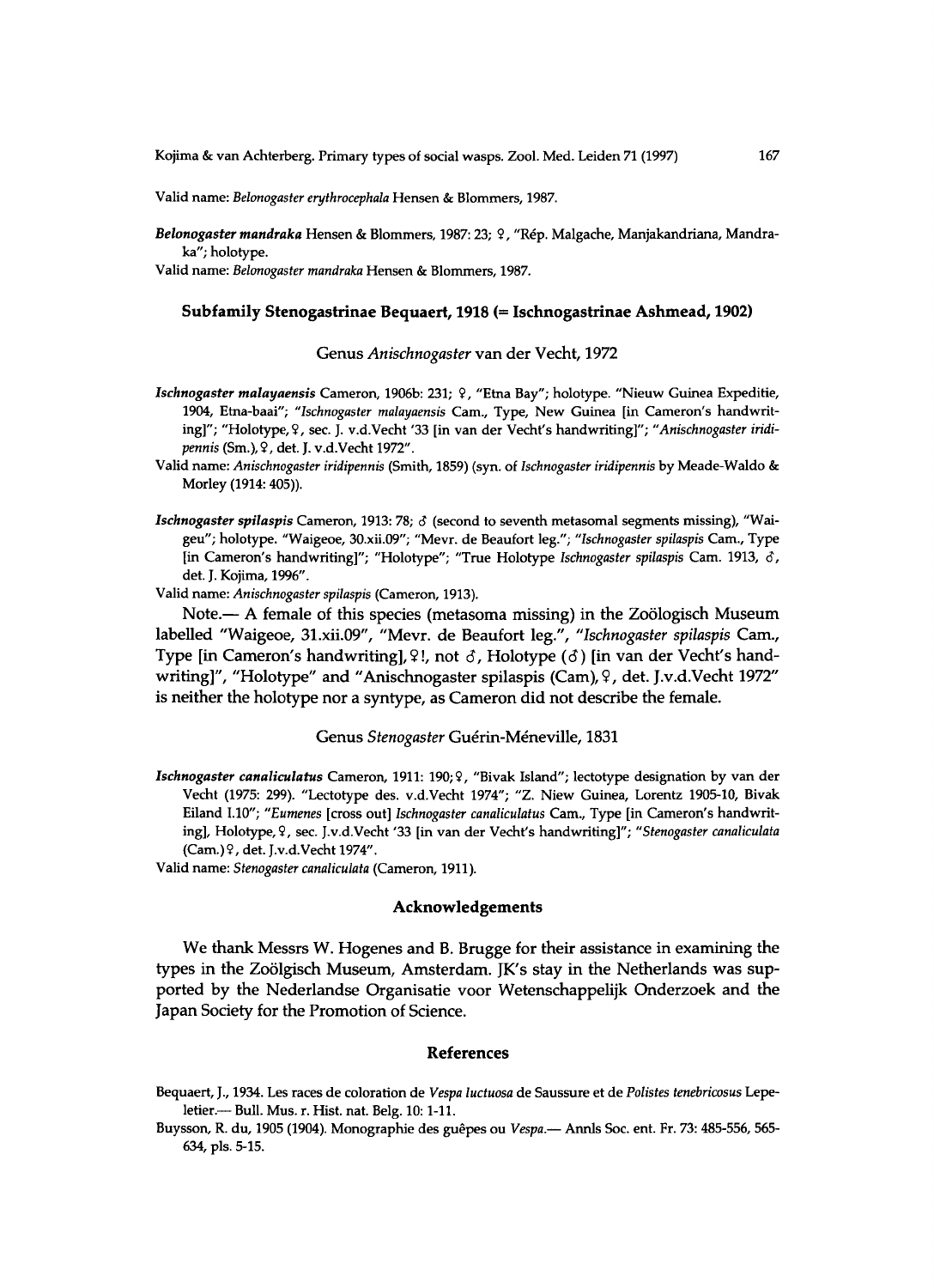Valid name: *Belonogaster erythrocephala* Hensen & Blommers, 1987.

***Belonogaster mandraka*** Hensen & Blommers, 1987: 23; ♀, "Rép. Malgache, Manjakandriana, Mandraka"; holotype.

Valid name: *Belonogaster mandraka* Hensen & Blommers, 1987.

### Subfamily Stenogastrinae Bequaert, 1918 (= Ischnogastrinae Ashmead, 1902)

#### Genus *Anischnogaster* van der Vecht, 1972

***Ischnogaster malayaensis*** Cameron, 1906b: 231; ♀, "Etna Bay"; holotype. "Nieuw Guinea Expeditie, 1904, Etna-baai"; "*Ischnogaster malayaensis* Cam., Type, New Guinea [in Cameron's handwriting]"; "Holotype, ♀, sec. J. v.d.Vecht '33 [in van der Vecht's handwriting]"; "*Anischnogaster iridipennis* (Sm.), ♀, det. J. v.d.Vecht 1972".

Valid name: *Anischnogaster iridipennis* (Smith, 1859) (syn. of *Ischnogaster iridipennis* by Meade-Waldo & Morley (1914: 405)).

***Ischnogaster spilaspis*** Cameron, 1913: 78; ♂ (second to seventh metasomal segments missing), "Waigeu"; holotype. "Waigeoe, 30.xii.09"; "Mevr. de Beaufort leg."; "*Ischnogaster spilaspis* Cam., Type [in Cameron's handwriting]"; "Holotype"; "True Holotype *Ischnogaster spilaspis* Cam. 1913, ♂, det. J. Kojima, 1996".

Valid name: *Anischnogaster spilaspis* (Cameron, 1913).

Note.— A female of this species (metasoma missing) in the Zoölogisch Museum labelled "Waigeoe, 31.xii.09", "Mevr. de Beaufort leg.", "*Ischnogaster spilaspis* Cam., Type [in Cameron's handwriting], ♀!, not ♂, Holotype (♂) [in van der Vecht's handwriting]", "Holotype" and "Anischnogaster spilaspis (Cam), ♀, det. J.v.d.Vecht 1972" is neither the holotype nor a syntype, as Cameron did not describe the female.

#### Genus *Stenogaster* Guérin-Méneville, 1831

***Ischnogaster canaliculatus*** Cameron, 1911: 190; ♀, "Bivak Island"; lectotype designation by van der Vecht (1975: 299). "Lectotype des. v.d.Vecht 1974"; "Z. Niew Guinea, Lorentz 1905-10, Bivak Eiland I.10"; "*Eumenes* [cross out] *Ischnogaster canaliculatus* Cam., Type [in Cameron's handwriting], Holotype, ♀, sec. J.v.d.Vecht '33 [in van der Vecht's handwriting]"; "*Stenogaster canaliculata* (Cam.) ♀, det. J.v.d.Vecht 1974".

Valid name: *Stenogaster canaliculata* (Cameron, 1911).

## Acknowledgements

We thank Messrs W. Hogenes and B. Brugge for their assistance in examining the types in the Zoölgisch Museum, Amsterdam. JK's stay in the Netherlands was supported by the Nederlandse Organisatie voor Wetenschappelijk Onderzoek and the Japan Society for the Promotion of Science.

## References

Bequaert, J., 1934. Les races de coloration de *Vespa luctuosa* de Saussure et de *Polistes tenebricosus* Lepeletier.— Bull. Mus. r. Hist. nat. Belg. 10: 1-11.

Buysson, R. du, 1905 (1904). Monographie des guêpes ou *Vespa*.— Annls Soc. ent. Fr. 73: 485-556, 565-634, pls. 5-15.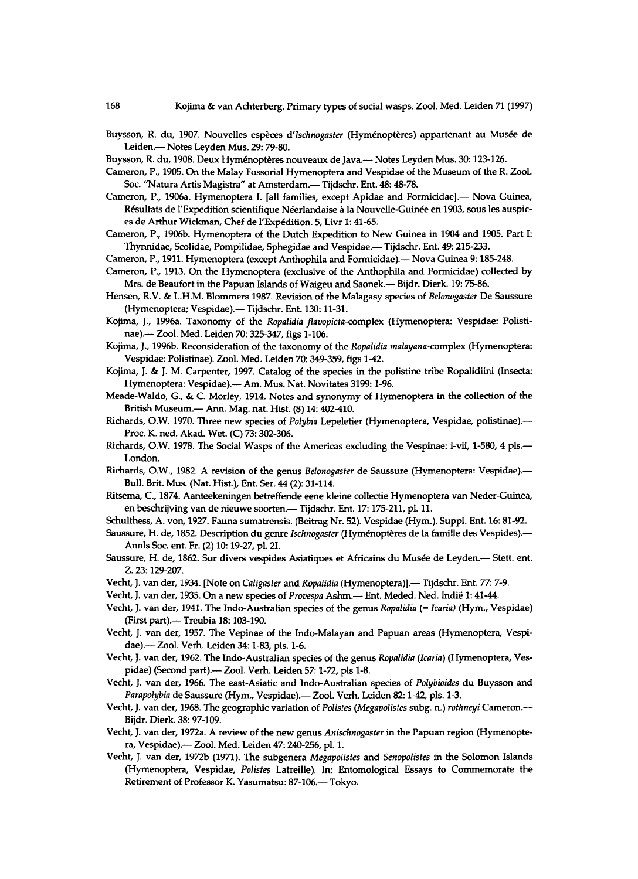Buysson, R. du, 1907. Nouvelles espèces d'*Ischnogaster* (Hyménoptères) appartenant au Musée de Leiden.— Notes Leyden Mus. 29: 79-80.

Buysson, R. du, 1908. Deux Hyménoptères nouveaux de Java.— Notes Leyden Mus. 30: 123-126.

Cameron, P., 1905. On the Malay Fossorial Hymenoptera and Vespidae of the Museum of the R. Zool. Soc. "Natura Artis Magistra" at Amsterdam.— Tijdschr. Ent. 48: 48-78.

Cameron, P., 1906a. Hymenoptera I. [all families, except Apidae and Formicidae].— Nova Guinea, Résultats de l'Expedition scientifique Néerlandaise à la Nouvelle-Guinée en 1903, sous les auspices de Arthur Wickman, Chef de l'Expédition. 5, Livr 1: 41-65.

Cameron, P., 1906b. Hymenoptera of the Dutch Expedition to New Guinea in 1904 and 1905. Part I: Thynnidae, Scolidae, Pompilidae, Sphegidae and Vespidae.— Tijdschr. Ent. 49: 215-233.

Cameron, P., 1911. Hymenoptera (except Anthophila and Formicidae).— Nova Guinea 9: 185-248.

Cameron, P., 1913. On the Hymenoptera (exclusive of the Anthophila and Formicidae) collected by Mrs. de Beaufort in the Papuan Islands of Waigeu and Saonek.— Bijdr. Dierk. 19: 75-86.

Hensen, R.V. & L.H.M. Blommers 1987. Revision of the Malagasy species of *Belonogaster* De Saussure (Hymenoptera; Vespidae).— Tijdschr. Ent. 130: 11-31.

Kojima, J., 1996a. Taxonomy of the *Ropalidia flavopicta*-complex (Hymenoptera: Vespidae: Polistinae).— Zool. Med. Leiden 70: 325-347, figs 1-106.

Kojima, J., 1996b. Reconsideration of the taxonomy of the *Ropalidia malayana*-complex (Hymenoptera: Vespidae: Polistinae). Zool. Med. Leiden 70: 349-359, figs 1-42.

Kojima, J. & J. M. Carpenter, 1997. Catalog of the species in the polistine tribe Ropalidiini (Insecta: Hymenoptera: Vespidae).— Am. Mus. Nat. Novitates 3199: 1-96.

Meade-Waldo, G., & C. Morley, 1914. Notes and synonymy of Hymenoptera in the collection of the British Museum.— Ann. Mag. nat. Hist. (8) 14: 402-410.

Richards, O.W. 1970. Three new species of *Polybia* Lepeletier (Hymenoptera, Vespidae, polistinae).— Proc. K. ned. Akad. Wet. (C) 73: 302-306.

Richards, O.W. 1978. The Social Wasps of the Americas excluding the Vespinae: i-vii, 1-580, 4 pls.— London.

Richards, O.W., 1982. A revision of the genus *Belonogaster* de Saussure (Hymenoptera: Vespidae).— Bull. Brit. Mus. (Nat. Hist.), Ent. Ser. 44 (2): 31-114.

Ritsema, C., 1874. Aanteekeningen betreffende eene kleine collectie Hymenoptera van Neder-Guinea, en beschrijving van de nieuwe soorten.— Tijdschr. Ent. 17: 175-211, pl. 11.

Schulthess, A. von, 1927. Fauna sumatrensis. (Beitrag Nr. 52). Vespidae (Hym.). Suppl. Ent. 16: 81-92.

Saussure, H. de, 1852. Description du genre *Ischnogaster* (Hyménoptères de la famille des Vespides).— Annls Soc. ent. Fr. (2) 10: 19-27, pl. 2I.

Saussure, H. de, 1862. Sur divers vespides Asiatiques et Africains du Musée de Leyden.— Stett. ent. Z. 23: 129-207.

Vecht, J. van der, 1934. [Note on *Caligaster* and *Ropalidia* (Hymenoptera)].— Tijdschr. Ent. 77: 7-9.

Vecht, J. van der, 1935. On a new species of *Provespa* Ashm.— Ent. Meded. Ned. Indië 1: 41-44.

Vecht, J. van der, 1941. The Indo-Australian species of the genus *Ropalidia* (= *Icaria*) (Hym., Vespidae) (First part).— Treubia 18: 103-190.

Vecht, J. van der, 1957. The Vepinae of the Indo-Malayan and Papuan areas (Hymenoptera, Vespidae).— Zool. Verh. Leiden 34: 1-83, pls. 1-6.

Vecht, J. van der, 1962. The Indo-Australian species of the genus *Ropalidia* (*Icaria*) (Hymenoptera, Vespidae) (Second part).— Zool. Verh. Leiden 57: 1-72, pls 1-8.

Vecht, J. van der, 1966. The east-Asiatic and Indo-Australian species of *Polybioides* du Buysson and *Parapolybia* de Saussure (Hym., Vespidae).— Zool. Verh. Leiden 82: 1-42, pls. 1-3.

Vecht, J. van der, 1968. The geographic variation of *Polistes* (*Megapolistes* subg. n.) *rothneyi* Cameron.— Bijdr. Dierk. 38: 97-109.

Vecht, J. van der, 1972a. A review of the new genus *Anischnogaster* in the Papuan region (Hymenoptera, Vespidae).— Zool. Med. Leiden 47: 240-256, pl. 1.

Vecht, J. van der, 1972b (1971). The subgenera *Megapolistes* and *Senopolistes* in the Solomon Islands (Hymenoptera, Vespidae, *Polistes* Latreille). In: Entomological Essays to Commemorate the Retirement of Professor K. Yasumatsu: 87-106.— Tokyo.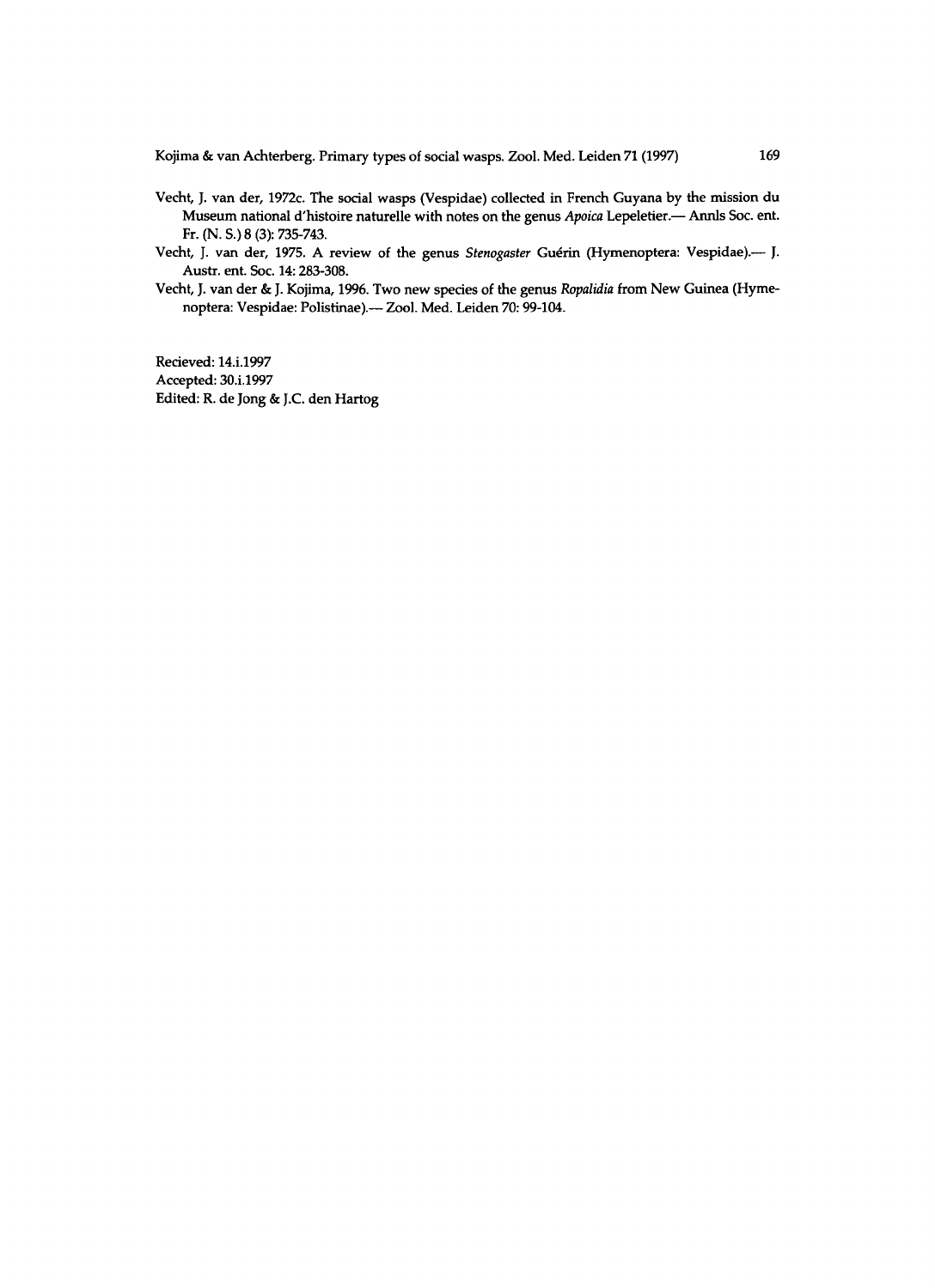Vecht, J. van der, 1972c. The social wasps (Vespidae) collected in French Guyana by the mission du Museum national d'histoire naturelle with notes on the genus *Apoica* Lepeletier.— Annls Soc. ent. Fr. (N. S.) 8 (3): 735-743.

Vecht, J. van der, 1975. A review of the genus *Stenogaster* Guérin (Hymenoptera: Vespidae).— J. Austr. ent. Soc. 14: 283-308.

Vecht, J. van der & J. Kojima, 1996. Two new species of the genus *Ropalidia* from New Guinea (Hymenoptera: Vespidae: Polistinae).— Zool. Med. Leiden 70: 99-104.

Recieved: 14.i.1997
Accepted: 30.i.1997
Edited: R. de Jong & J.C. den Hartog